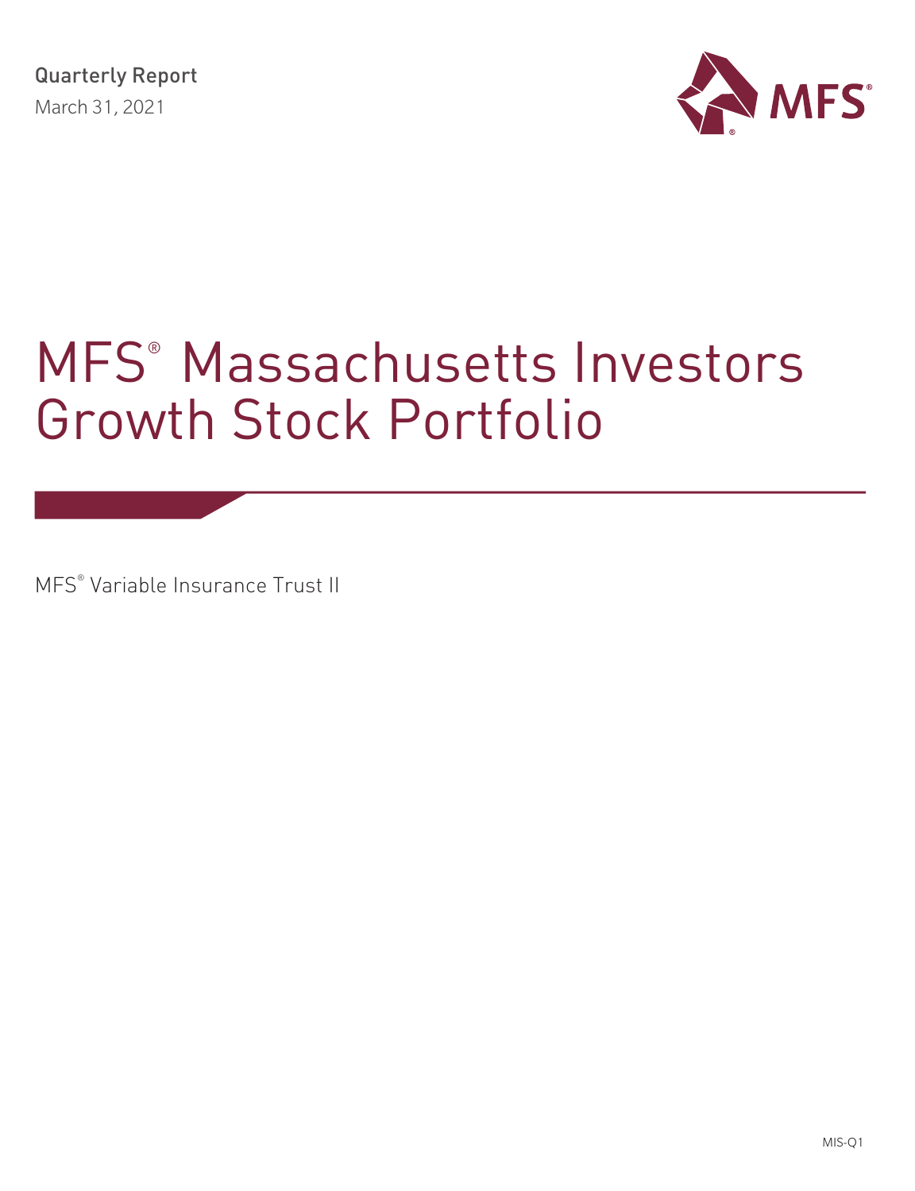Quarterly Report

March 31, 2021

MFS®

# MFS® Massachusetts Investors Growth Stock Portfolio

MFS® Variable Insurance Trust II

MIS-Q1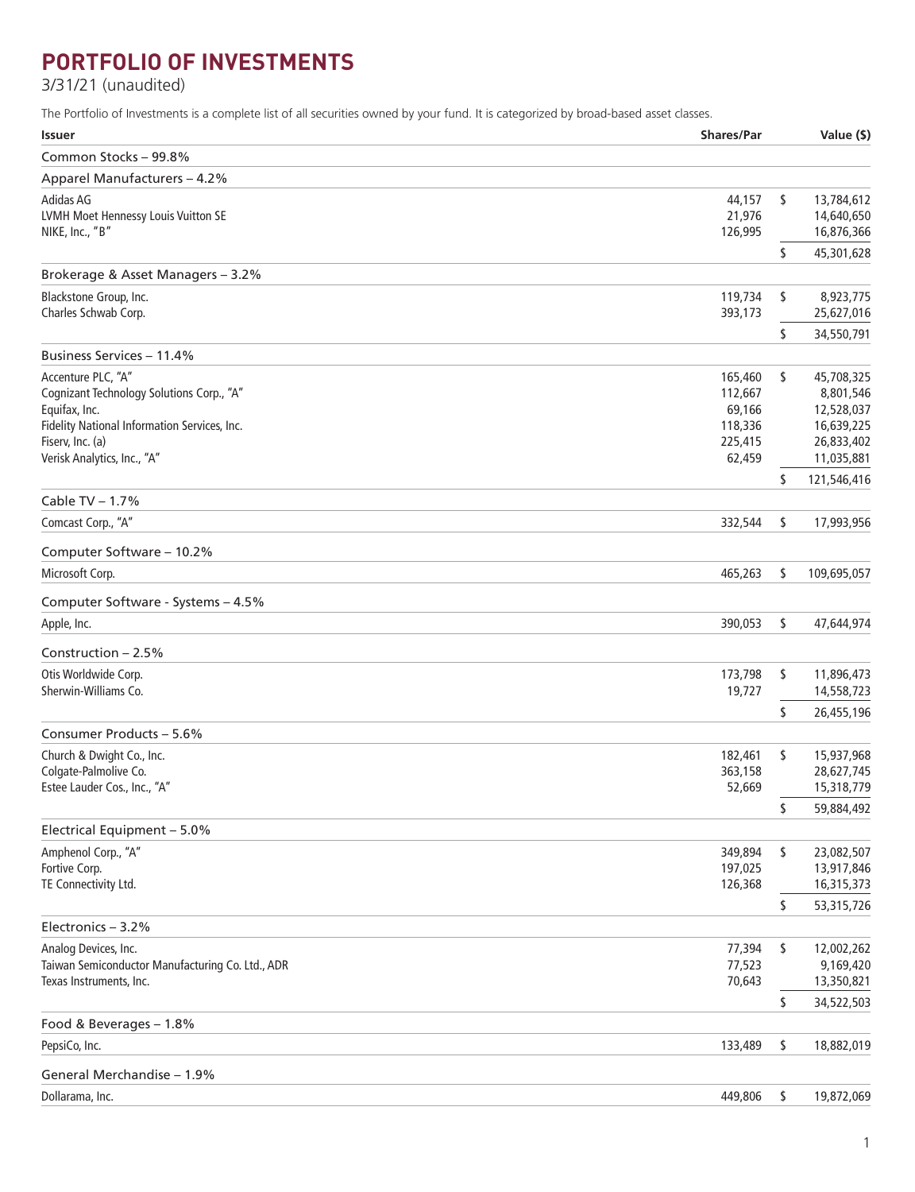# PORTFOLIO OF INVESTMENTS

3/31/21 (unaudited)

The Portfolio of Investments is a complete list of all securities owned by your fund. It is categorized by broad-based asset classes.

| Issuer | Shares/Par | | Value ($) |
|---|---|---|---|
| **Common Stocks – 99.8%** | | | |
| **Apparel Manufacturers – 4.2%** | | | |
| Adidas AG | 44,157 | $ | 13,784,612 |
| LVMH Moet Hennessy Louis Vuitton SE | 21,976 | | 14,640,650 |
| NIKE, Inc., "B" | 126,995 | | 16,876,366 |
| | | $ | 45,301,628 |
| **Brokerage & Asset Managers – 3.2%** | | | |
| Blackstone Group, Inc. | 119,734 | $ | 8,923,775 |
| Charles Schwab Corp. | 393,173 | | 25,627,016 |
| | | $ | 34,550,791 |
| **Business Services – 11.4%** | | | |
| Accenture PLC, "A" | 165,460 | $ | 45,708,325 |
| Cognizant Technology Solutions Corp., "A" | 112,667 | | 8,801,546 |
| Equifax, Inc. | 69,166 | | 12,528,037 |
| Fidelity National Information Services, Inc. | 118,336 | | 16,639,225 |
| Fiserv, Inc. (a) | 225,415 | | 26,833,402 |
| Verisk Analytics, Inc., "A" | 62,459 | | 11,035,881 |
| | | $ | 121,546,416 |
| **Cable TV – 1.7%** | | | |
| Comcast Corp., "A" | 332,544 | $ | 17,993,956 |
| **Computer Software – 10.2%** | | | |
| Microsoft Corp. | 465,263 | $ | 109,695,057 |
| **Computer Software - Systems – 4.5%** | | | |
| Apple, Inc. | 390,053 | $ | 47,644,974 |
| **Construction – 2.5%** | | | |
| Otis Worldwide Corp. | 173,798 | $ | 11,896,473 |
| Sherwin-Williams Co. | 19,727 | | 14,558,723 |
| | | $ | 26,455,196 |
| **Consumer Products – 5.6%** | | | |
| Church & Dwight Co., Inc. | 182,461 | $ | 15,937,968 |
| Colgate-Palmolive Co. | 363,158 | | 28,627,745 |
| Estee Lauder Cos., Inc., "A" | 52,669 | | 15,318,779 |
| | | $ | 59,884,492 |
| **Electrical Equipment – 5.0%** | | | |
| Amphenol Corp., "A" | 349,894 | $ | 23,082,507 |
| Fortive Corp. | 197,025 | | 13,917,846 |
| TE Connectivity Ltd. | 126,368 | | 16,315,373 |
| | | $ | 53,315,726 |
| **Electronics – 3.2%** | | | |
| Analog Devices, Inc. | 77,394 | $ | 12,002,262 |
| Taiwan Semiconductor Manufacturing Co. Ltd., ADR | 77,523 | | 9,169,420 |
| Texas Instruments, Inc. | 70,643 | | 13,350,821 |
| | | $ | 34,522,503 |
| **Food & Beverages – 1.8%** | | | |
| PepsiCo, Inc. | 133,489 | $ | 18,882,019 |
| **General Merchandise – 1.9%** | | | |
| Dollarama, Inc. | 449,806 | $ | 19,872,069 |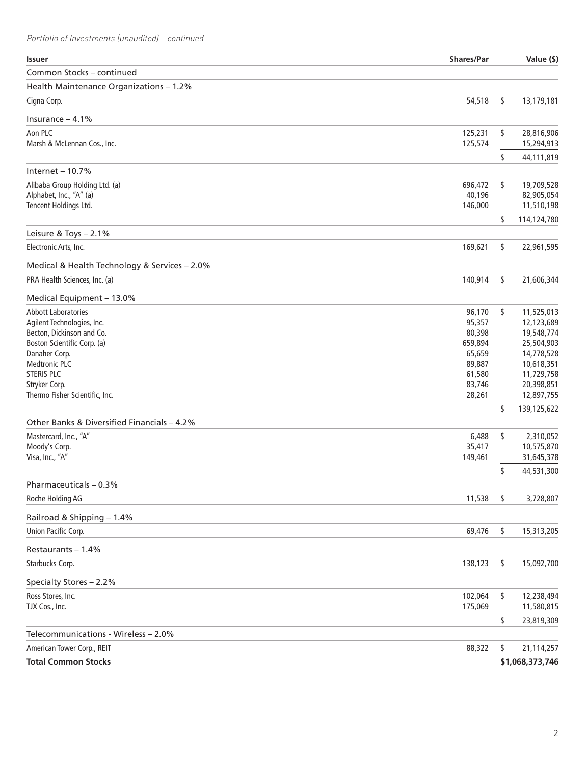*Portfolio of Investments (unaudited) – continued*

| Issuer | Shares/Par | Value ($) |
| --- | --- | --- |
| **Common Stocks – continued** | | |
| **Health Maintenance Organizations – 1.2%** | | |
| Cigna Corp. | 54,518 | $ 13,179,181 |
| **Insurance – 4.1%** | | |
| Aon PLC | 125,231 | $ 28,816,906 |
| Marsh & McLennan Cos., Inc. | 125,574 | 15,294,913 |
| | | $ 44,111,819 |
| **Internet – 10.7%** | | |
| Alibaba Group Holding Ltd. (a) | 696,472 | $ 19,709,528 |
| Alphabet, Inc., "A" (a) | 40,196 | 82,905,054 |
| Tencent Holdings Ltd. | 146,000 | 11,510,198 |
| | | $ 114,124,780 |
| **Leisure & Toys – 2.1%** | | |
| Electronic Arts, Inc. | 169,621 | $ 22,961,595 |
| **Medical & Health Technology & Services – 2.0%** | | |
| PRA Health Sciences, Inc. (a) | 140,914 | $ 21,606,344 |
| **Medical Equipment – 13.0%** | | |
| Abbott Laboratories | 96,170 | $ 11,525,013 |
| Agilent Technologies, Inc. | 95,357 | 12,123,689 |
| Becton, Dickinson and Co. | 80,398 | 19,548,774 |
| Boston Scientific Corp. (a) | 659,894 | 25,504,903 |
| Danaher Corp. | 65,659 | 14,778,528 |
| Medtronic PLC | 89,887 | 10,618,351 |
| STERIS PLC | 61,580 | 11,729,758 |
| Stryker Corp. | 83,746 | 20,398,851 |
| Thermo Fisher Scientific, Inc. | 28,261 | 12,897,755 |
| | | $ 139,125,622 |
| **Other Banks & Diversified Financials – 4.2%** | | |
| Mastercard, Inc., "A" | 6,488 | $ 2,310,052 |
| Moody's Corp. | 35,417 | 10,575,870 |
| Visa, Inc., "A" | 149,461 | 31,645,378 |
| | | $ 44,531,300 |
| **Pharmaceuticals – 0.3%** | | |
| Roche Holding AG | 11,538 | $ 3,728,807 |
| **Railroad & Shipping – 1.4%** | | |
| Union Pacific Corp. | 69,476 | $ 15,313,205 |
| **Restaurants – 1.4%** | | |
| Starbucks Corp. | 138,123 | $ 15,092,700 |
| **Specialty Stores – 2.2%** | | |
| Ross Stores, Inc. | 102,064 | $ 12,238,494 |
| TJX Cos., Inc. | 175,069 | 11,580,815 |
| | | $ 23,819,309 |
| **Telecommunications - Wireless – 2.0%** | | |
| American Tower Corp., REIT | 88,322 | $ 21,114,257 |
| **Total Common Stocks** | | **$1,068,373,746** |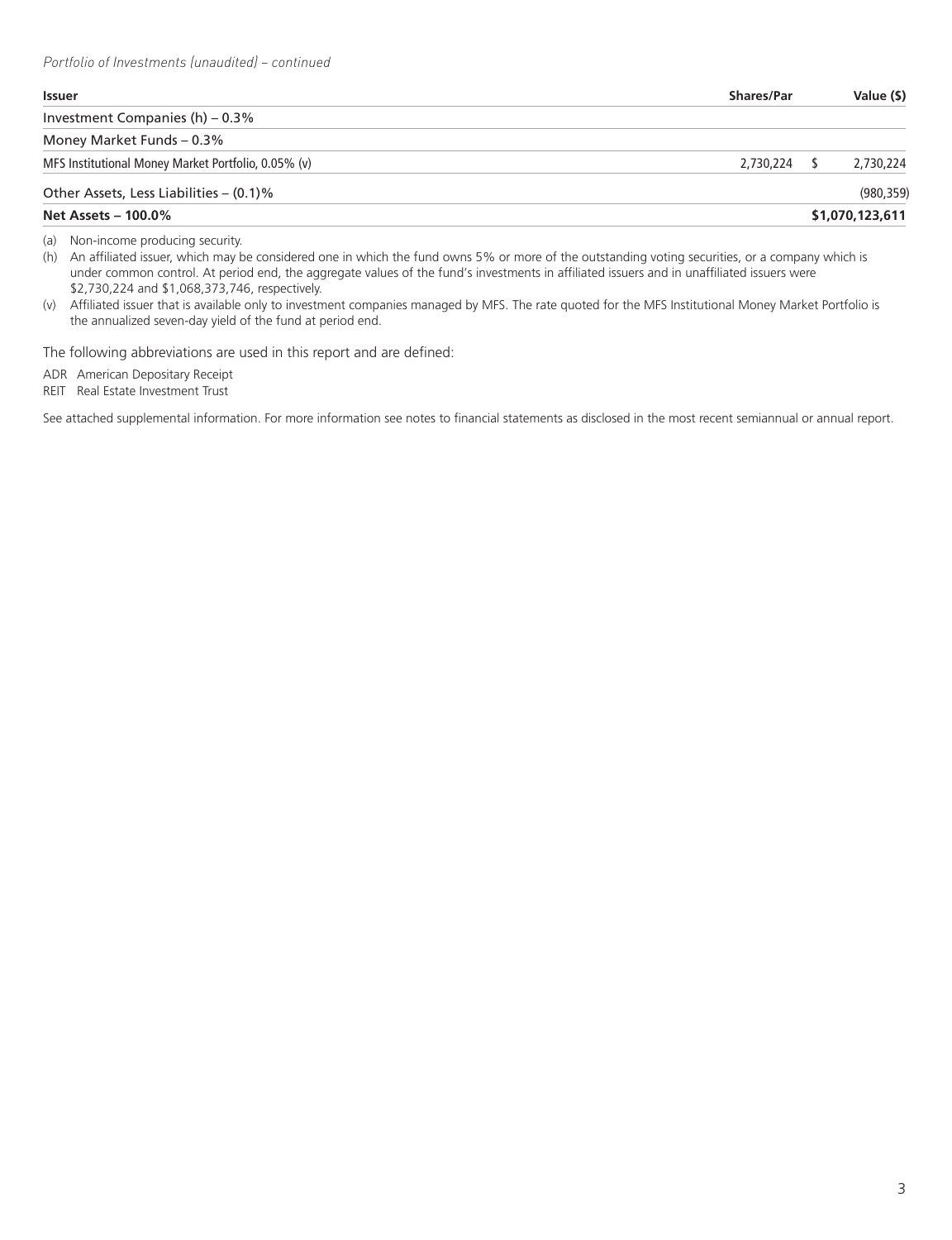*Portfolio of Investments (unaudited) – continued*

| Issuer | Shares/Par | Value ($) |
|---|---|---|
| Investment Companies (h) – 0.3% | | |
| Money Market Funds – 0.3% | | |
| MFS Institutional Money Market Portfolio, 0.05% (v) | 2,730,224 | $ 2,730,224 |
| Other Assets, Less Liabilities – (0.1)% | | (980,359) |
| **Net Assets – 100.0%** | | **$1,070,123,611** |

(a) Non-income producing security.

(h) An affiliated issuer, which may be considered one in which the fund owns 5% or more of the outstanding voting securities, or a company which is under common control. At period end, the aggregate values of the fund's investments in affiliated issuers and in unaffiliated issuers were $2,730,224 and $1,068,373,746, respectively.

(v) Affiliated issuer that is available only to investment companies managed by MFS. The rate quoted for the MFS Institutional Money Market Portfolio is the annualized seven-day yield of the fund at period end.

The following abbreviations are used in this report and are defined:

ADR American Depositary Receipt
REIT Real Estate Investment Trust

See attached supplemental information. For more information see notes to financial statements as disclosed in the most recent semiannual or annual report.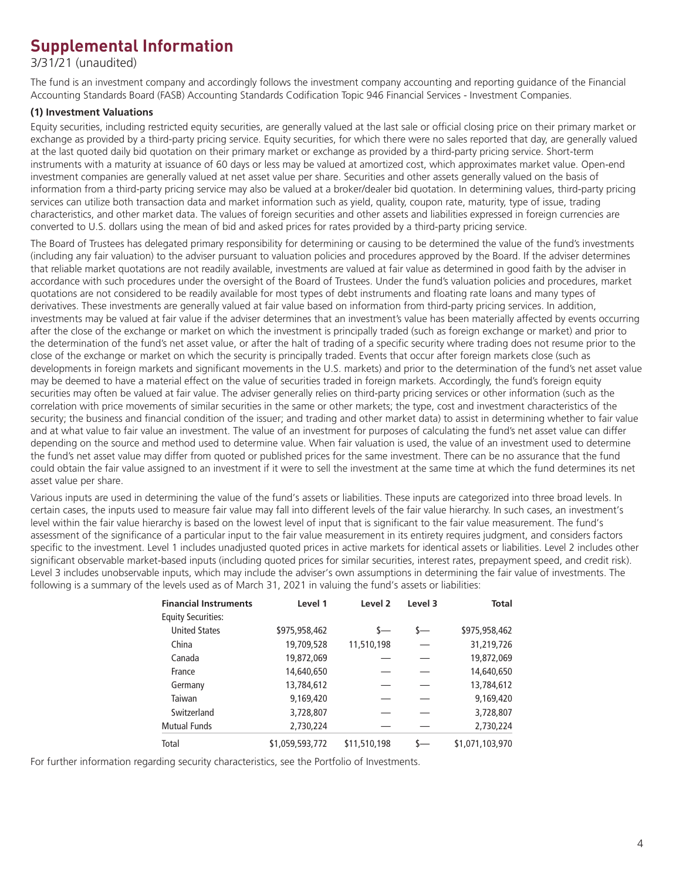# Supplemental Information

3/31/21 (unaudited)

The fund is an investment company and accordingly follows the investment company accounting and reporting guidance of the Financial Accounting Standards Board (FASB) Accounting Standards Codification Topic 946 Financial Services - Investment Companies.

**(1) Investment Valuations**

Equity securities, including restricted equity securities, are generally valued at the last sale or official closing price on their primary market or exchange as provided by a third-party pricing service. Equity securities, for which there were no sales reported that day, are generally valued at the last quoted daily bid quotation on their primary market or exchange as provided by a third-party pricing service. Short-term instruments with a maturity at issuance of 60 days or less may be valued at amortized cost, which approximates market value. Open-end investment companies are generally valued at net asset value per share. Securities and other assets generally valued on the basis of information from a third-party pricing service may also be valued at a broker/dealer bid quotation. In determining values, third-party pricing services can utilize both transaction data and market information such as yield, quality, coupon rate, maturity, type of issue, trading characteristics, and other market data. The values of foreign securities and other assets and liabilities expressed in foreign currencies are converted to U.S. dollars using the mean of bid and asked prices for rates provided by a third-party pricing service.

The Board of Trustees has delegated primary responsibility for determining or causing to be determined the value of the fund's investments (including any fair valuation) to the adviser pursuant to valuation policies and procedures approved by the Board. If the adviser determines that reliable market quotations are not readily available, investments are valued at fair value as determined in good faith by the adviser in accordance with such procedures under the oversight of the Board of Trustees. Under the fund's valuation policies and procedures, market quotations are not considered to be readily available for most types of debt instruments and floating rate loans and many types of derivatives. These investments are generally valued at fair value based on information from third-party pricing services. In addition, investments may be valued at fair value if the adviser determines that an investment's value has been materially affected by events occurring after the close of the exchange or market on which the investment is principally traded (such as foreign exchange or market) and prior to the determination of the fund's net asset value, or after the halt of trading of a specific security where trading does not resume prior to the close of the exchange or market on which the security is principally traded. Events that occur after foreign markets close (such as developments in foreign markets and significant movements in the U.S. markets) and prior to the determination of the fund's net asset value may be deemed to have a material effect on the value of securities traded in foreign markets. Accordingly, the fund's foreign equity securities may often be valued at fair value. The adviser generally relies on third-party pricing services or other information (such as the correlation with price movements of similar securities in the same or other markets; the type, cost and investment characteristics of the security; the business and financial condition of the issuer; and trading and other market data) to assist in determining whether to fair value and at what value to fair value an investment. The value of an investment for purposes of calculating the fund's net asset value can differ depending on the source and method used to determine value. When fair valuation is used, the value of an investment used to determine the fund's net asset value may differ from quoted or published prices for the same investment. There can be no assurance that the fund could obtain the fair value assigned to an investment if it were to sell the investment at the same time at which the fund determines its net asset value per share.

Various inputs are used in determining the value of the fund's assets or liabilities. These inputs are categorized into three broad levels. In certain cases, the inputs used to measure fair value may fall into different levels of the fair value hierarchy. In such cases, an investment's level within the fair value hierarchy is based on the lowest level of input that is significant to the fair value measurement. The fund's assessment of the significance of a particular input to the fair value measurement in its entirety requires judgment, and considers factors specific to the investment. Level 1 includes unadjusted quoted prices in active markets for identical assets or liabilities. Level 2 includes other significant observable market-based inputs (including quoted prices for similar securities, interest rates, prepayment speed, and credit risk). Level 3 includes unobservable inputs, which may include the adviser's own assumptions in determining the fair value of investments. The following is a summary of the levels used as of March 31, 2021 in valuing the fund's assets or liabilities:

| Financial Instruments | Level 1 | Level 2 | Level 3 | Total |
|---|---|---|---|---|
| Equity Securities: | | | | |
| United States | $975,958,462 | $— | $— | $975,958,462 |
| China | 19,709,528 | 11,510,198 | — | 31,219,726 |
| Canada | 19,872,069 | — | — | 19,872,069 |
| France | 14,640,650 | — | — | 14,640,650 |
| Germany | 13,784,612 | — | — | 13,784,612 |
| Taiwan | 9,169,420 | — | — | 9,169,420 |
| Switzerland | 3,728,807 | — | — | 3,728,807 |
| Mutual Funds | 2,730,224 | — | — | 2,730,224 |
| Total | $1,059,593,772 | $11,510,198 | $— | $1,071,103,970 |

For further information regarding security characteristics, see the Portfolio of Investments.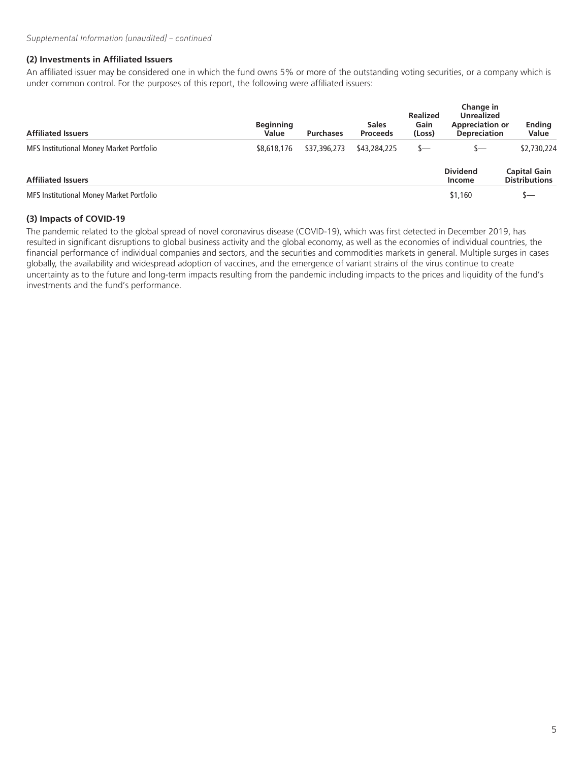*Supplemental Information (unaudited) – continued*

### (2) Investments in Affiliated Issuers

An affiliated issuer may be considered one in which the fund owns 5% or more of the outstanding voting securities, or a company which is under common control. For the purposes of this report, the following were affiliated issuers:

| Affiliated Issuers | Beginning Value | Purchases | Sales Proceeds | Realized Gain (Loss) | Change in Unrealized Appreciation or Depreciation | Ending Value |
|---|---|---|---|---|---|---|
| MFS Institutional Money Market Portfolio | $8,618,176 | $37,396,273 | $43,284,225 | $— | $— | $2,730,224 |

| Affiliated Issuers | Dividend Income | Capital Gain Distributions |
|---|---|---|
| MFS Institutional Money Market Portfolio | $1,160 | $— |

### (3) Impacts of COVID-19

The pandemic related to the global spread of novel coronavirus disease (COVID-19), which was first detected in December 2019, has resulted in significant disruptions to global business activity and the global economy, as well as the economies of individual countries, the financial performance of individual companies and sectors, and the securities and commodities markets in general. Multiple surges in cases globally, the availability and widespread adoption of vaccines, and the emergence of variant strains of the virus continue to create uncertainty as to the future and long-term impacts resulting from the pandemic including impacts to the prices and liquidity of the fund's investments and the fund's performance.